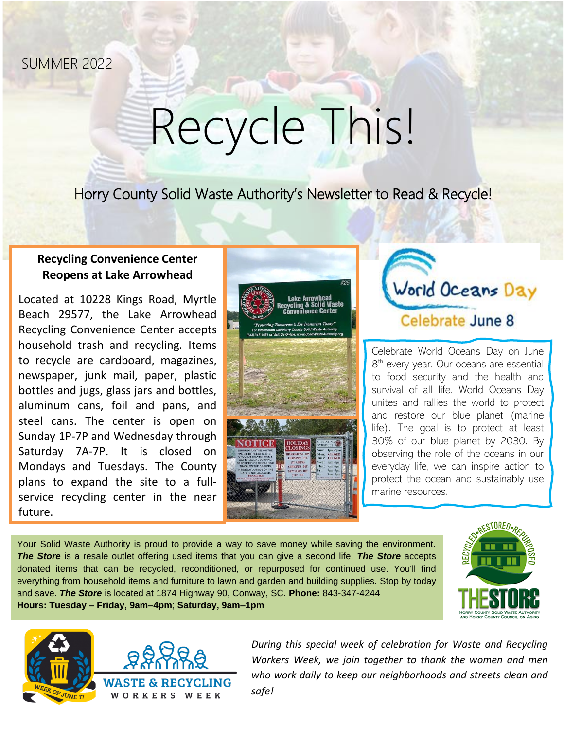SUMMER 2022

# Recycle This!

Horry County Solid Waste Authority's Newsletter to Read & Recycle!

## Recycling Convenience Center Reopens at Lake Arrowhead

Located at 10228 Kings Road, Myrtle Beach 29577, the Lake Arrowhead Recycling Convenience Center accepts household trash and recycling. Items to recycle are cardboard, magazines, newspaper, junk mail, paper, plastic bottles and jugs, glass jars and bottles, aluminum cans, foil and pans, and steel cans. The center is open on Sunday 1P-7P and Wednesday through Saturday 7A-7P. It is closed on Mondays and Tuesdays. The County plans to expand the site to a full-service recycling center in the near future.

## World Oceans Day

Celebrate June 8

Celebrate World Oceans Day on June 8th every year. Our oceans are essential to food security and the health and survival of all life. World Oceans Day unites and rallies the world to protect and restore our blue planet (marine life). The goal is to protect at least 30% of our blue planet by 2030. By observing the role of the oceans in our everyday life, we can inspire action to protect the ocean and sustainably use marine resources.

Your Solid Waste Authority is proud to provide a way to save money while saving the environment. ***The Store*** is a resale outlet offering used items that you can give a second life. ***The Store*** accepts donated items that can be recycled, reconditioned, or repurposed for continued use. You'll find everything from household items and furniture to lawn and garden and building supplies. Stop by today and save. ***The Store*** is located at 1874 Highway 90, Conway, SC. **Phone:** 843-347-4244
**Hours: Tuesday – Friday, 9am–4pm**; **Saturday, 9am–1pm**

## Waste & Recycling Workers Week

*During this special week of celebration for Waste and Recycling Workers Week, we join together to thank the women and men who work daily to keep our neighborhoods and streets clean and safe!*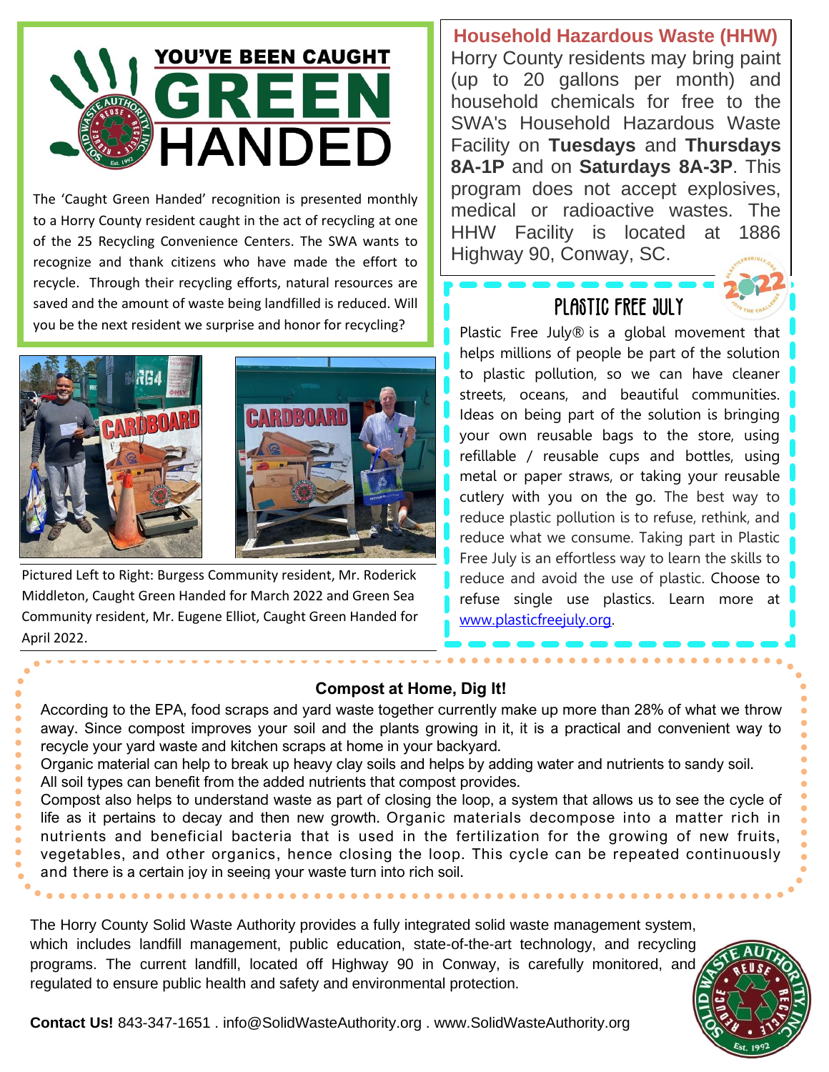## YOU'VE BEEN CAUGHT GREEN HANDED

The 'Caught Green Handed' recognition is presented monthly to a Horry County resident caught in the act of recycling at one of the 25 Recycling Convenience Centers. The SWA wants to recognize and thank citizens who have made the effort to recycle. Through their recycling efforts, natural resources are saved and the amount of waste being landfilled is reduced. Will you be the next resident we surprise and honor for recycling?

Pictured Left to Right: Burgess Community resident, Mr. Roderick Middleton, Caught Green Handed for March 2022 and Green Sea Community resident, Mr. Eugene Elliot, Caught Green Handed for April 2022.

## Household Hazardous Waste (HHW)

Horry County residents may bring paint (up to 20 gallons per month) and household chemicals for free to the SWA's Household Hazardous Waste Facility on **Tuesdays** and **Thursdays 8A-1P** and on **Saturdays 8A-3P**. This program does not accept explosives, medical or radioactive wastes. The HHW Facility is located at 1886 Highway 90, Conway, SC.

## PLASTIC FREE JULY

Plastic Free July® is a global movement that helps millions of people be part of the solution to plastic pollution, so we can have cleaner streets, oceans, and beautiful communities. Ideas on being part of the solution is bringing your own reusable bags to the store, using refillable / reusable cups and bottles, using metal or paper straws, or taking your reusable cutlery with you on the go. The best way to reduce plastic pollution is to refuse, rethink, and reduce what we consume. Taking part in Plastic Free July is an effortless way to learn the skills to reduce and avoid the use of plastic. Choose to refuse single use plastics. Learn more at www.plasticfreejuly.org.

## Compost at Home, Dig It!

According to the EPA, food scraps and yard waste together currently make up more than 28% of what we throw away. Since compost improves your soil and the plants growing in it, it is a practical and convenient way to recycle your yard waste and kitchen scraps at home in your backyard.
Organic material can help to break up heavy clay soils and helps by adding water and nutrients to sandy soil. All soil types can benefit from the added nutrients that compost provides.
Compost also helps to understand waste as part of closing the loop, a system that allows us to see the cycle of life as it pertains to decay and then new growth. Organic materials decompose into a matter rich in nutrients and beneficial bacteria that is used in the fertilization for the growing of new fruits, vegetables, and other organics, hence closing the loop. This cycle can be repeated continuously and there is a certain joy in seeing your waste turn into rich soil.

The Horry County Solid Waste Authority provides a fully integrated solid waste management system, which includes landfill management, public education, state-of-the-art technology, and recycling programs. The current landfill, located off Highway 90 in Conway, is carefully monitored, and regulated to ensure public health and safety and environmental protection.

**Contact Us!** 843-347-1651 . info@SolidWasteAuthority.org . www.SolidWasteAuthority.org